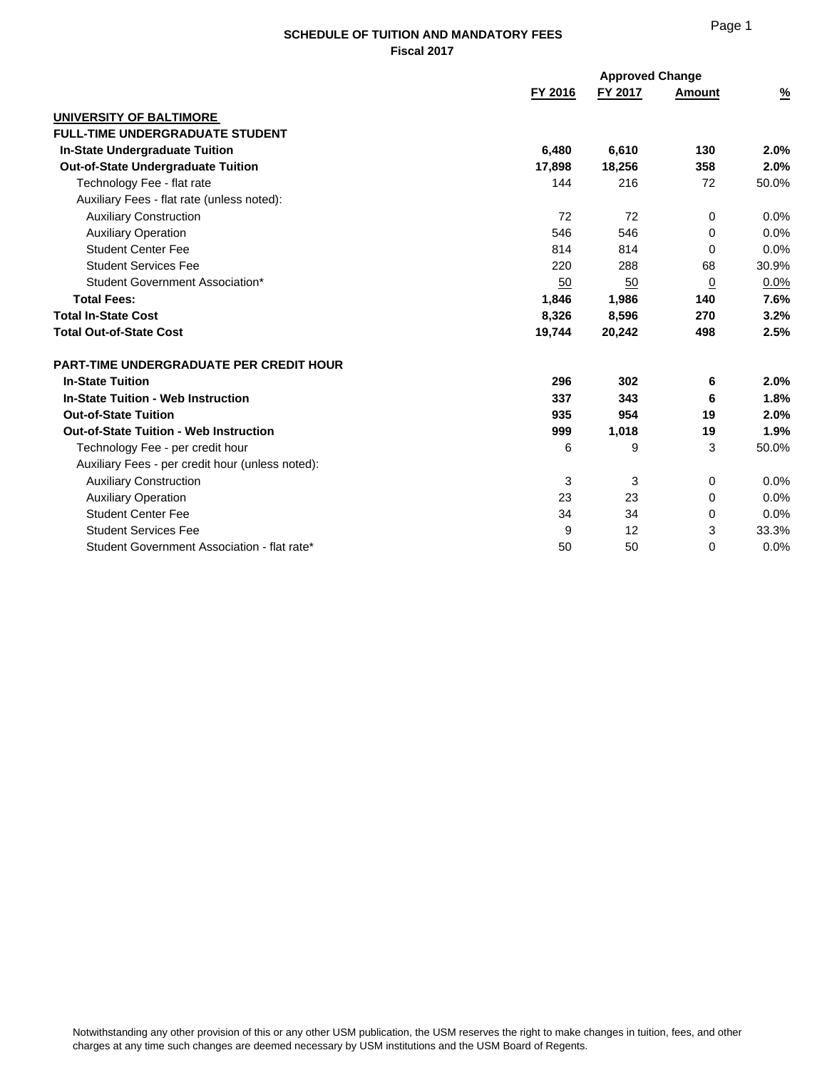# SCHEDULE OF TUITION AND MANDATORY FEES
## Fiscal 2017

| | FY 2016 | FY 2017 | Approved Change Amount | % |
|---|---|---|---|---|
| **UNIVERSITY OF BALTIMORE** | | | | |
| **FULL-TIME UNDERGRADUATE STUDENT** | | | | |
| **In-State Undergraduate Tuition** | **6,480** | **6,610** | **130** | **2.0%** |
| **Out-of-State Undergraduate Tuition** | **17,898** | **18,256** | **358** | **2.0%** |
| Technology Fee - flat rate | 144 | 216 | 72 | 50.0% |
| Auxiliary Fees - flat rate (unless noted): | | | | |
| Auxiliary Construction | 72 | 72 | 0 | 0.0% |
| Auxiliary Operation | 546 | 546 | 0 | 0.0% |
| Student Center Fee | 814 | 814 | 0 | 0.0% |
| Student Services Fee | 220 | 288 | 68 | 30.9% |
| Student Government Association* | 50 | 50 | 0 | 0.0% |
| **Total Fees:** | **1,846** | **1,986** | **140** | **7.6%** |
| **Total In-State Cost** | **8,326** | **8,596** | **270** | **3.2%** |
| **Total Out-of-State Cost** | **19,744** | **20,242** | **498** | **2.5%** |
| | | | | |
| **PART-TIME UNDERGRADUATE PER CREDIT HOUR** | | | | |
| **In-State Tuition** | **296** | **302** | **6** | **2.0%** |
| **In-State Tuition - Web Instruction** | **337** | **343** | **6** | **1.8%** |
| **Out-of-State Tuition** | **935** | **954** | **19** | **2.0%** |
| **Out-of-State Tuition - Web Instruction** | **999** | **1,018** | **19** | **1.9%** |
| Technology Fee - per credit hour | 6 | 9 | 3 | 50.0% |
| Auxiliary Fees - per credit hour (unless noted): | | | | |
| Auxiliary Construction | 3 | 3 | 0 | 0.0% |
| Auxiliary Operation | 23 | 23 | 0 | 0.0% |
| Student Center Fee | 34 | 34 | 0 | 0.0% |
| Student Services Fee | 9 | 12 | 3 | 33.3% |
| Student Government Association - flat rate* | 50 | 50 | 0 | 0.0% |

Notwithstanding any other provision of this or any other USM publication, the USM reserves the right to make changes in tuition, fees, and other charges at any time such changes are deemed necessary by USM institutions and the USM Board of Regents.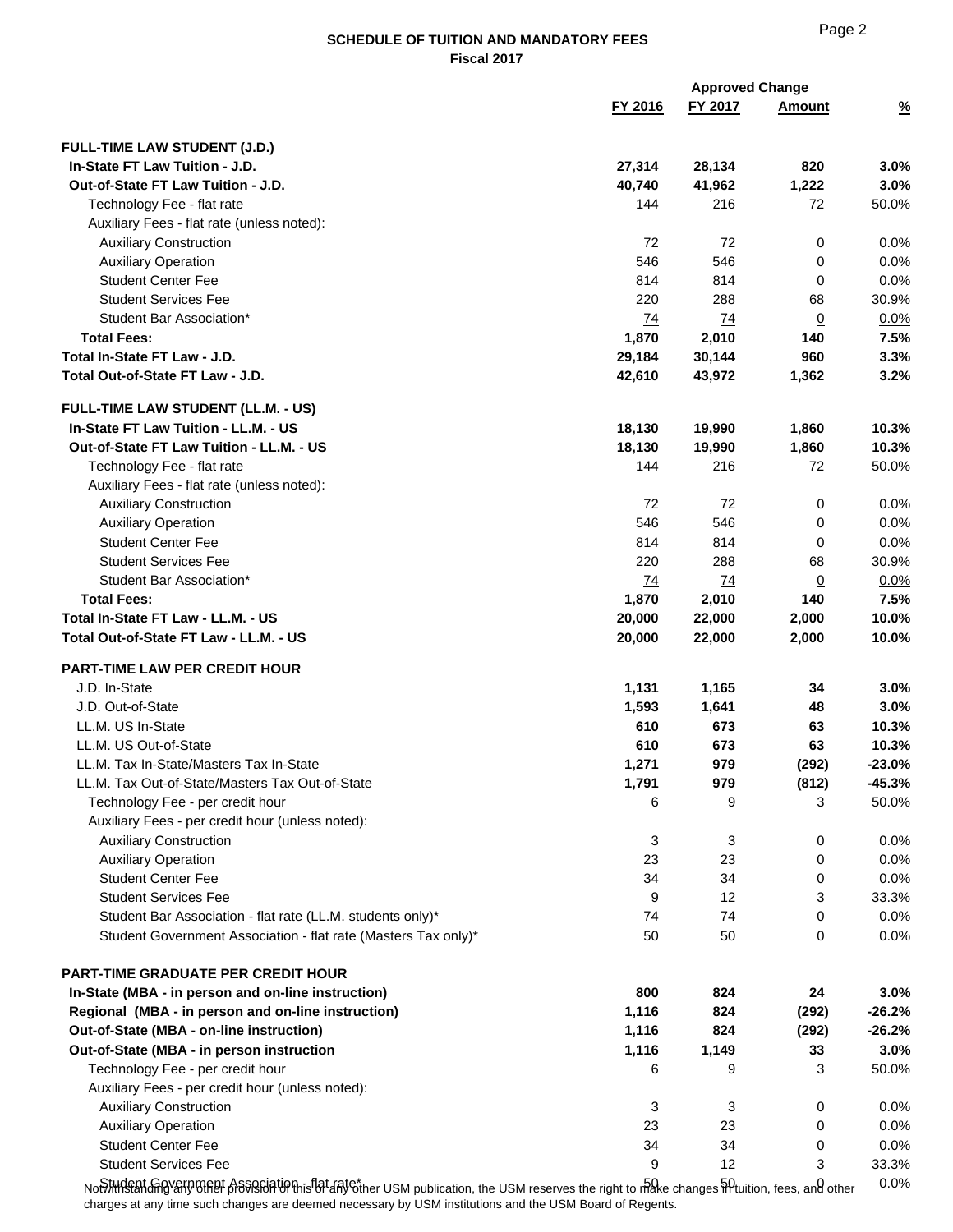# SCHEDULE OF TUITION AND MANDATORY FEES
**Fiscal 2017**

| | FY 2016 | FY 2017 | Approved Change Amount | % |
|---|---|---|---|---|
| **FULL-TIME LAW STUDENT (J.D.)** | | | | |
| **In-State FT Law Tuition - J.D.** | **27,314** | **28,134** | **820** | **3.0%** |
| **Out-of-State FT Law Tuition - J.D.** | **40,740** | **41,962** | **1,222** | **3.0%** |
| Technology Fee - flat rate | 144 | 216 | 72 | 50.0% |
| Auxiliary Fees - flat rate (unless noted): | | | | |
| Auxiliary Construction | 72 | 72 | 0 | 0.0% |
| Auxiliary Operation | 546 | 546 | 0 | 0.0% |
| Student Center Fee | 814 | 814 | 0 | 0.0% |
| Student Services Fee | 220 | 288 | 68 | 30.9% |
| Student Bar Association* | 74 | 74 | 0 | 0.0% |
| **Total Fees:** | **1,870** | **2,010** | **140** | **7.5%** |
| **Total In-State FT Law - J.D.** | **29,184** | **30,144** | **960** | **3.3%** |
| **Total Out-of-State FT Law - J.D.** | **42,610** | **43,972** | **1,362** | **3.2%** |
| **FULL-TIME LAW STUDENT (LL.M. - US)** | | | | |
| **In-State FT Law Tuition - LL.M. - US** | **18,130** | **19,990** | **1,860** | **10.3%** |
| **Out-of-State FT Law Tuition - LL.M. - US** | **18,130** | **19,990** | **1,860** | **10.3%** |
| Technology Fee - flat rate | 144 | 216 | 72 | 50.0% |
| Auxiliary Fees - flat rate (unless noted): | | | | |
| Auxiliary Construction | 72 | 72 | 0 | 0.0% |
| Auxiliary Operation | 546 | 546 | 0 | 0.0% |
| Student Center Fee | 814 | 814 | 0 | 0.0% |
| Student Services Fee | 220 | 288 | 68 | 30.9% |
| Student Bar Association* | 74 | 74 | 0 | 0.0% |
| **Total Fees:** | **1,870** | **2,010** | **140** | **7.5%** |
| **Total In-State FT Law - LL.M. - US** | **20,000** | **22,000** | **2,000** | **10.0%** |
| **Total Out-of-State FT Law - LL.M. - US** | **20,000** | **22,000** | **2,000** | **10.0%** |
| **PART-TIME LAW PER CREDIT HOUR** | | | | |
| J.D. In-State | **1,131** | **1,165** | **34** | **3.0%** |
| J.D. Out-of-State | **1,593** | **1,641** | **48** | **3.0%** |
| LL.M. US In-State | **610** | **673** | **63** | **10.3%** |
| LL.M. US Out-of-State | **610** | **673** | **63** | **10.3%** |
| LL.M. Tax In-State/Masters Tax In-State | **1,271** | **979** | **(292)** | **-23.0%** |
| LL.M. Tax Out-of-State/Masters Tax Out-of-State | **1,791** | **979** | **(812)** | **-45.3%** |
| Technology Fee - per credit hour | 6 | 9 | 3 | 50.0% |
| Auxiliary Fees - per credit hour (unless noted): | | | | |
| Auxiliary Construction | 3 | 3 | 0 | 0.0% |
| Auxiliary Operation | 23 | 23 | 0 | 0.0% |
| Student Center Fee | 34 | 34 | 0 | 0.0% |
| Student Services Fee | 9 | 12 | 3 | 33.3% |
| Student Bar Association - flat rate (LL.M. students only)* | 74 | 74 | 0 | 0.0% |
| Student Government Association - flat rate (Masters Tax only)* | 50 | 50 | 0 | 0.0% |
| **PART-TIME GRADUATE PER CREDIT HOUR** | | | | |
| **In-State (MBA - in person and on-line instruction)** | **800** | **824** | **24** | **3.0%** |
| **Regional (MBA - in person and on-line instruction)** | **1,116** | **824** | **(292)** | **-26.2%** |
| **Out-of-State (MBA - on-line instruction)** | **1,116** | **824** | **(292)** | **-26.2%** |
| **Out-of-State (MBA - in person instruction** | **1,116** | **1,149** | **33** | **3.0%** |
| Technology Fee - per credit hour | 6 | 9 | 3 | 50.0% |
| Auxiliary Fees - per credit hour (unless noted): | | | | |
| Auxiliary Construction | 3 | 3 | 0 | 0.0% |
| Auxiliary Operation | 23 | 23 | 0 | 0.0% |
| Student Center Fee | 34 | 34 | 0 | 0.0% |
| Student Services Fee | 9 | 12 | 3 | 33.3% |
| Student Government Association - flat rate* | 50 | 50 | 0 | 0.0% |

Notwithstanding any other provision of this or any other USM publication, the USM reserves the right to make changes in tuition, fees, and other charges at any time such changes are deemed necessary by USM institutions and the USM Board of Regents.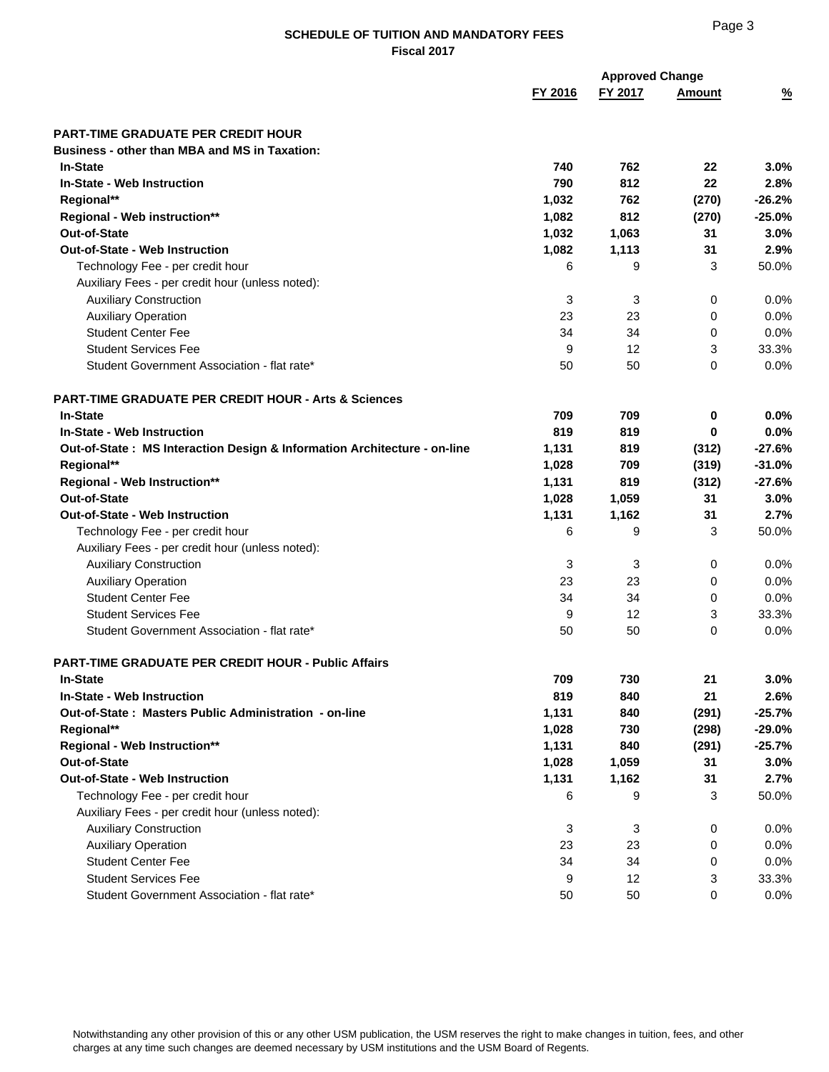**SCHEDULE OF TUITION AND MANDATORY FEES**
**Fiscal 2017**

| | FY 2016 | FY 2017 | Approved Change Amount | % |
|---|---|---|---|---|
| **PART-TIME GRADUATE PER CREDIT HOUR** | | | | |
| **Business - other than MBA and MS in Taxation:** | | | | |
| **In-State** | **740** | **762** | **22** | **3.0%** |
| **In-State - Web Instruction** | **790** | **812** | **22** | **2.8%** |
| **Regional**** | **1,032** | **762** | **(270)** | **-26.2%** |
| **Regional - Web instruction**** | **1,082** | **812** | **(270)** | **-25.0%** |
| **Out-of-State** | **1,032** | **1,063** | **31** | **3.0%** |
| **Out-of-State - Web Instruction** | **1,082** | **1,113** | **31** | **2.9%** |
| Technology Fee - per credit hour | 6 | 9 | 3 | 50.0% |
| Auxiliary Fees - per credit hour (unless noted): | | | | |
| Auxiliary Construction | 3 | 3 | 0 | 0.0% |
| Auxiliary Operation | 23 | 23 | 0 | 0.0% |
| Student Center Fee | 34 | 34 | 0 | 0.0% |
| Student Services Fee | 9 | 12 | 3 | 33.3% |
| Student Government Association - flat rate* | 50 | 50 | 0 | 0.0% |
| **PART-TIME GRADUATE PER CREDIT HOUR - Arts & Sciences** | | | | |
| **In-State** | **709** | **709** | **0** | **0.0%** |
| **In-State - Web Instruction** | **819** | **819** | **0** | **0.0%** |
| **Out-of-State : MS Interaction Design & Information Architecture - on-line** | **1,131** | **819** | **(312)** | **-27.6%** |
| **Regional**** | **1,028** | **709** | **(319)** | **-31.0%** |
| **Regional - Web Instruction**** | **1,131** | **819** | **(312)** | **-27.6%** |
| **Out-of-State** | **1,028** | **1,059** | **31** | **3.0%** |
| **Out-of-State - Web Instruction** | **1,131** | **1,162** | **31** | **2.7%** |
| Technology Fee - per credit hour | 6 | 9 | 3 | 50.0% |
| Auxiliary Fees - per credit hour (unless noted): | | | | |
| Auxiliary Construction | 3 | 3 | 0 | 0.0% |
| Auxiliary Operation | 23 | 23 | 0 | 0.0% |
| Student Center Fee | 34 | 34 | 0 | 0.0% |
| Student Services Fee | 9 | 12 | 3 | 33.3% |
| Student Government Association - flat rate* | 50 | 50 | 0 | 0.0% |
| **PART-TIME GRADUATE PER CREDIT HOUR - Public Affairs** | | | | |
| **In-State** | **709** | **730** | **21** | **3.0%** |
| **In-State - Web Instruction** | **819** | **840** | **21** | **2.6%** |
| **Out-of-State : Masters Public Administration - on-line** | **1,131** | **840** | **(291)** | **-25.7%** |
| **Regional**** | **1,028** | **730** | **(298)** | **-29.0%** |
| **Regional - Web Instruction**** | **1,131** | **840** | **(291)** | **-25.7%** |
| **Out-of-State** | **1,028** | **1,059** | **31** | **3.0%** |
| **Out-of-State - Web Instruction** | **1,131** | **1,162** | **31** | **2.7%** |
| Technology Fee - per credit hour | 6 | 9 | 3 | 50.0% |
| Auxiliary Fees - per credit hour (unless noted): | | | | |
| Auxiliary Construction | 3 | 3 | 0 | 0.0% |
| Auxiliary Operation | 23 | 23 | 0 | 0.0% |
| Student Center Fee | 34 | 34 | 0 | 0.0% |
| Student Services Fee | 9 | 12 | 3 | 33.3% |
| Student Government Association - flat rate* | 50 | 50 | 0 | 0.0% |

Notwithstanding any other provision of this or any other USM publication, the USM reserves the right to make changes in tuition, fees, and other charges at any time such changes are deemed necessary by USM institutions and the USM Board of Regents.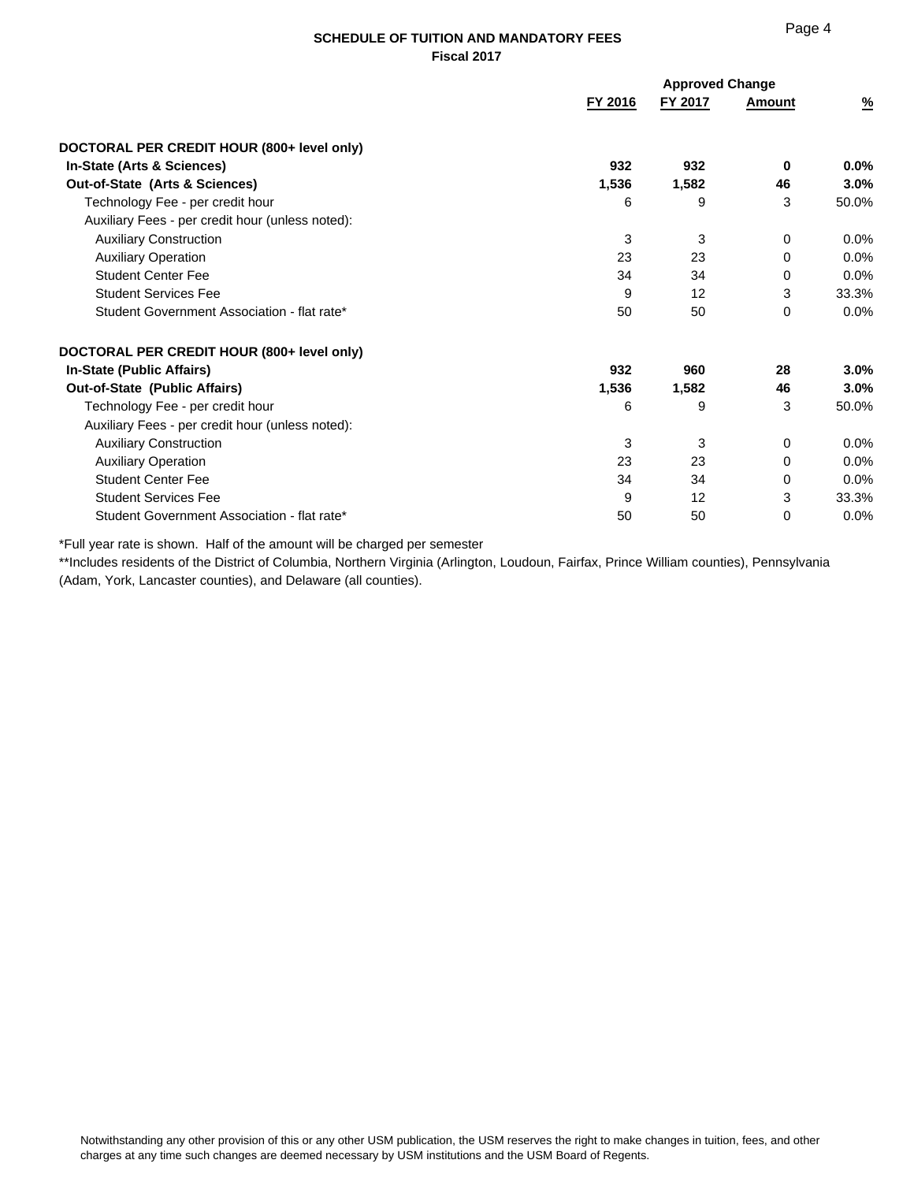## SCHEDULE OF TUITION AND MANDATORY FEES

**Fiscal 2017**

| | FY 2016 | FY 2017 | Approved Change Amount | % |
|---|---|---|---|---|
| **DOCTORAL PER CREDIT HOUR (800+ level only)** | | | | |
| **In-State (Arts & Sciences)** | **932** | **932** | **0** | **0.0%** |
| **Out-of-State (Arts & Sciences)** | **1,536** | **1,582** | **46** | **3.0%** |
| Technology Fee - per credit hour | 6 | 9 | 3 | 50.0% |
| Auxiliary Fees - per credit hour (unless noted): | | | | |
| Auxiliary Construction | 3 | 3 | 0 | 0.0% |
| Auxiliary Operation | 23 | 23 | 0 | 0.0% |
| Student Center Fee | 34 | 34 | 0 | 0.0% |
| Student Services Fee | 9 | 12 | 3 | 33.3% |
| Student Government Association - flat rate* | 50 | 50 | 0 | 0.0% |
| **DOCTORAL PER CREDIT HOUR (800+ level only)** | | | | |
| **In-State (Public Affairs)** | **932** | **960** | **28** | **3.0%** |
| **Out-of-State (Public Affairs)** | **1,536** | **1,582** | **46** | **3.0%** |
| Technology Fee - per credit hour | 6 | 9 | 3 | 50.0% |
| Auxiliary Fees - per credit hour (unless noted): | | | | |
| Auxiliary Construction | 3 | 3 | 0 | 0.0% |
| Auxiliary Operation | 23 | 23 | 0 | 0.0% |
| Student Center Fee | 34 | 34 | 0 | 0.0% |
| Student Services Fee | 9 | 12 | 3 | 33.3% |
| Student Government Association - flat rate* | 50 | 50 | 0 | 0.0% |

*Full year rate is shown. Half of the amount will be charged per semester

**Includes residents of the District of Columbia, Northern Virginia (Arlington, Loudoun, Fairfax, Prince William counties), Pennsylvania (Adam, York, Lancaster counties), and Delaware (all counties).

Notwithstanding any other provision of this or any other USM publication, the USM reserves the right to make changes in tuition, fees, and other charges at any time such changes are deemed necessary by USM institutions and the USM Board of Regents.